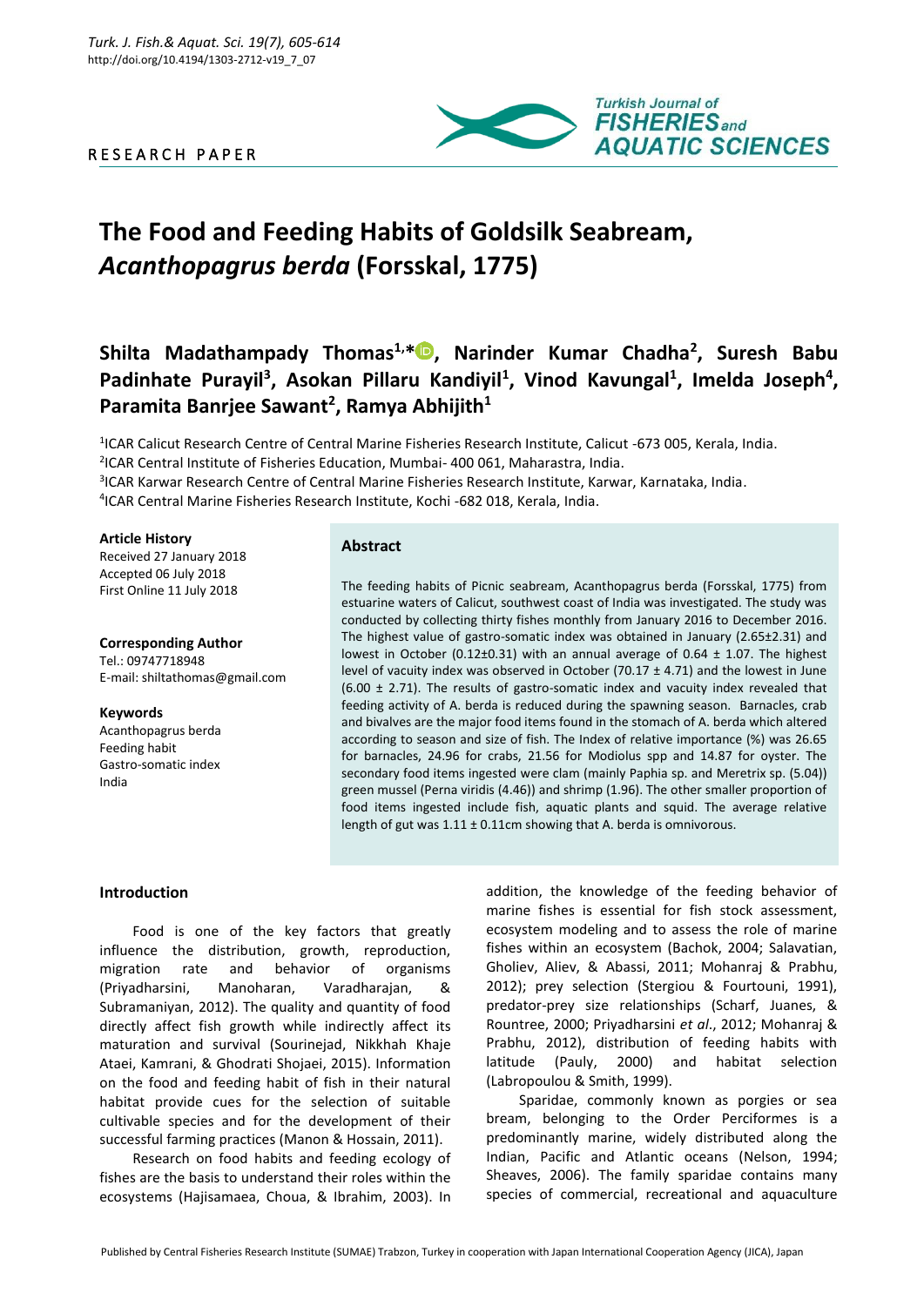RESEARCH PAPER

# The Food and Feeding Habits of Goldsilk Seabream, *Acanthopagrus berda* (Forsskal, 1775)

**Shilta Madathampady Thomas[1,*], Narinder Kumar Chadha[2], Suresh Babu Padinhate Purayil[3], Asokan Pillaru Kandiyil[1], Vinod Kavungal[1], Imelda Joseph[4], Paramita Banrjee Sawant[2], Ramya Abhijith[1]**

[1]ICAR Calicut Research Centre of Central Marine Fisheries Research Institute, Calicut -673 005, Kerala, India.
[2]ICAR Central Institute of Fisheries Education, Mumbai- 400 061, Maharastra, India.
[3]ICAR Karwar Research Centre of Central Marine Fisheries Research Institute, Karwar, Karnataka, India.
[4]ICAR Central Marine Fisheries Research Institute, Kochi -682 018, Kerala, India.

**Article History**
Received 27 January 2018
Accepted 06 July 2018
First Online 11 July 2018

**Corresponding Author**
Tel.: 09747718948
E-mail: shiltathomas@gmail.com

**Keywords**
Acanthopagrus berda
Feeding habit
Gastro-somatic index
India

## Abstract

The feeding habits of Picnic seabream, Acanthopagrus berda (Forsskal, 1775) from estuarine waters of Calicut, southwest coast of India was investigated. The study was conducted by collecting thirty fishes monthly from January 2016 to December 2016. The highest value of gastro-somatic index was obtained in January (2.65±2.31) and lowest in October (0.12±0.31) with an annual average of 0.64 ± 1.07. The highest level of vacuity index was observed in October (70.17 ± 4.71) and the lowest in June (6.00 ± 2.71). The results of gastro-somatic index and vacuity index revealed that feeding activity of A. berda is reduced during the spawning season. Barnacles, crab and bivalves are the major food items found in the stomach of A. berda which altered according to season and size of fish. The Index of relative importance (%) was 26.65 for barnacles, 24.96 for crabs, 21.56 for Modiolus spp and 14.87 for oyster. The secondary food items ingested were clam (mainly Paphia sp. and Meretrix sp. (5.04)) green mussel (Perna viridis (4.46)) and shrimp (1.96). The other smaller proportion of food items ingested include fish, aquatic plants and squid. The average relative length of gut was 1.11 ± 0.11cm showing that A. berda is omnivorous.

## Introduction

Food is one of the key factors that greatly influence the distribution, growth, reproduction, migration rate and behavior of organisms (Priyadharsini, Manoharan, Varadharajan, & Subramaniyan, 2012). The quality and quantity of food directly affect fish growth while indirectly affect its maturation and survival (Sourinejad, Nikkhah Khaje Ataei, Kamrani, & Ghodrati Shojaei, 2015). Information on the food and feeding habit of fish in their natural habitat provide cues for the selection of suitable cultivable species and for the development of their successful farming practices (Manon & Hossain, 2011).

Research on food habits and feeding ecology of fishes are the basis to understand their roles within the ecosystems (Hajisamaea, Choua, & Ibrahim, 2003). In addition, the knowledge of the feeding behavior of marine fishes is essential for fish stock assessment, ecosystem modeling and to assess the role of marine fishes within an ecosystem (Bachok, 2004; Salavatian, Gholiev, Aliev, & Abassi, 2011; Mohanraj & Prabhu, 2012); prey selection (Stergiou & Fourtouni, 1991), predator-prey size relationships (Scharf, Juanes, & Rountree, 2000; Priyadharsini *et al*., 2012; Mohanraj & Prabhu, 2012), distribution of feeding habits with latitude (Pauly, 2000) and habitat selection (Labropoulou & Smith, 1999).

Sparidae, commonly known as porgies or sea bream, belonging to the Order Perciformes is a predominantly marine, widely distributed along the Indian, Pacific and Atlantic oceans (Nelson, 1994; Sheaves, 2006). The family sparidae contains many species of commercial, recreational and aquaculture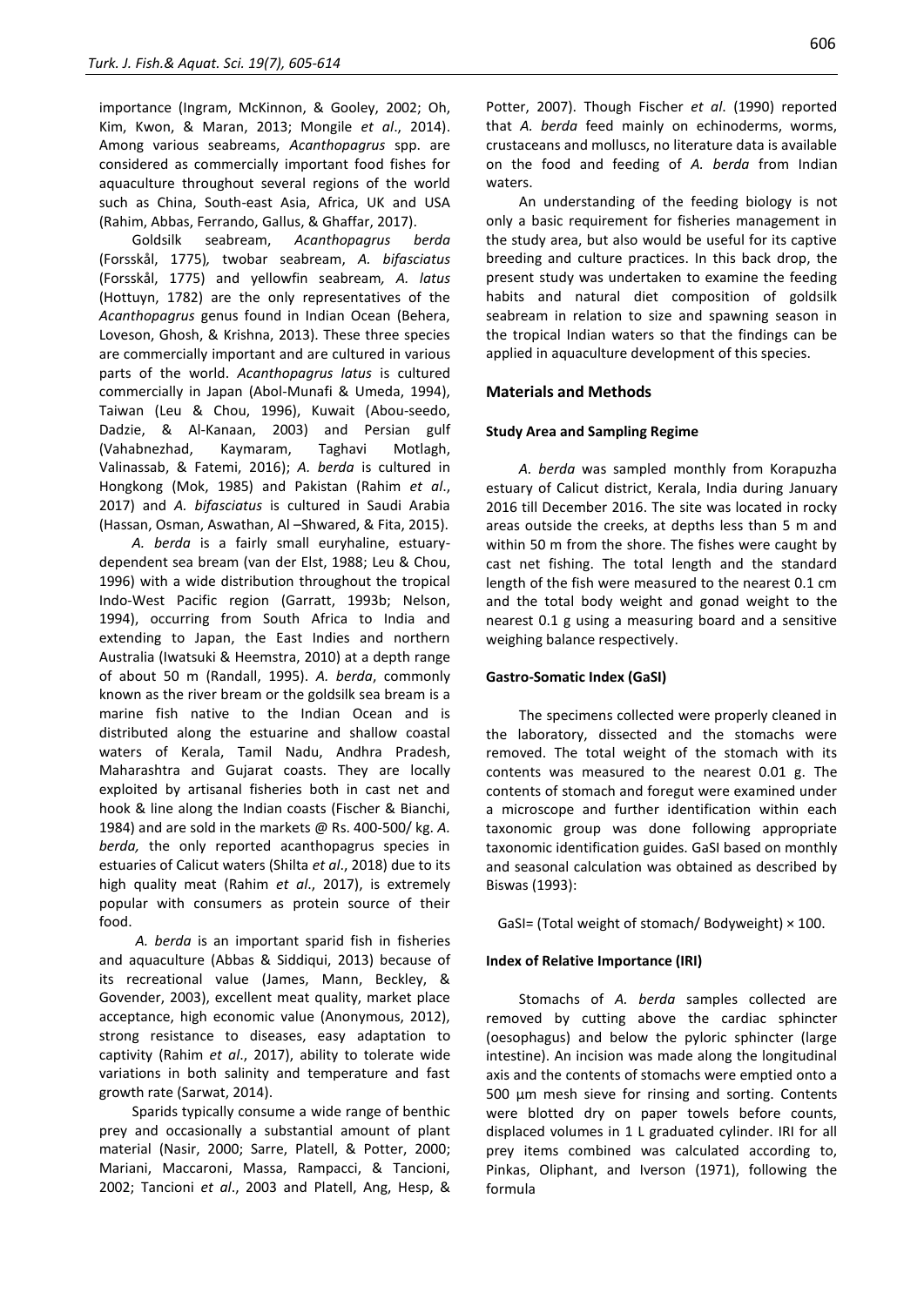importance (Ingram, McKinnon, & Gooley, 2002; Oh, Kim, Kwon, & Maran, 2013; Mongile *et al*., 2014). Among various seabreams, *Acanthopagrus* spp. are considered as commercially important food fishes for aquaculture throughout several regions of the world such as China, South-east Asia, Africa, UK and USA (Rahim, Abbas, Ferrando, Gallus, & Ghaffar, 2017).

Goldsilk seabream, *Acanthopagrus berda* (Forsskål, 1775), twobar seabream, *A. bifasciatus* (Forsskål, 1775) and yellowfin seabream, *A. latus* (Hottuyn, 1782) are the only representatives of the *Acanthopagrus* genus found in Indian Ocean (Behera, Loveson, Ghosh, & Krishna, 2013). These three species are commercially important and are cultured in various parts of the world. *Acanthopagrus latus* is cultured commercially in Japan (Abol-Munafi & Umeda, 1994), Taiwan (Leu & Chou, 1996), Kuwait (Abou-seedo, Dadzie, & Al-Kanaan, 2003) and Persian gulf (Vahabnezhad, Kaymaram, Taghavi Motlagh, Valinassab, & Fatemi, 2016); *A. berda* is cultured in Hongkong (Mok, 1985) and Pakistan (Rahim *et al*., 2017) and *A. bifasciatus* is cultured in Saudi Arabia (Hassan, Osman, Aswathan, Al –Shwared, & Fita, 2015).

*A. berda* is a fairly small euryhaline, estuary-dependent sea bream (van der Elst, 1988; Leu & Chou, 1996) with a wide distribution throughout the tropical Indo-West Pacific region (Garratt, 1993b; Nelson, 1994), occurring from South Africa to India and extending to Japan, the East Indies and northern Australia (Iwatsuki & Heemstra, 2010) at a depth range of about 50 m (Randall, 1995). *A. berda*, commonly known as the river bream or the goldsilk sea bream is a marine fish native to the Indian Ocean and is distributed along the estuarine and shallow coastal waters of Kerala, Tamil Nadu, Andhra Pradesh, Maharashtra and Gujarat coasts. They are locally exploited by artisanal fisheries both in cast net and hook & line along the Indian coasts (Fischer & Bianchi, 1984) and are sold in the markets @ Rs. 400-500/ kg. *A. berda,* the only reported acanthopagrus species in estuaries of Calicut waters (Shilta *et al*., 2018) due to its high quality meat (Rahim *et al*., 2017), is extremely popular with consumers as protein source of their food.

*A. berda* is an important sparid fish in fisheries and aquaculture (Abbas & Siddiqui, 2013) because of its recreational value (James, Mann, Beckley, & Govender, 2003), excellent meat quality, market place acceptance, high economic value (Anonymous, 2012), strong resistance to diseases, easy adaptation to captivity (Rahim *et al*., 2017), ability to tolerate wide variations in both salinity and temperature and fast growth rate (Sarwat, 2014).

Sparids typically consume a wide range of benthic prey and occasionally a substantial amount of plant material (Nasir, 2000; Sarre, Platell, & Potter, 2000; Mariani, Maccaroni, Massa, Rampacci, & Tancioni, 2002; Tancioni *et al*., 2003 and Platell, Ang, Hesp, & Potter, 2007). Though Fischer *et al*. (1990) reported that *A. berda* feed mainly on echinoderms, worms, crustaceans and molluscs, no literature data is available on the food and feeding of *A. berda* from Indian waters.

An understanding of the feeding biology is not only a basic requirement for fisheries management in the study area, but also would be useful for its captive breeding and culture practices. In this back drop, the present study was undertaken to examine the feeding habits and natural diet composition of goldsilk seabream in relation to size and spawning season in the tropical Indian waters so that the findings can be applied in aquaculture development of this species.

## Materials and Methods

### Study Area and Sampling Regime

*A. berda* was sampled monthly from Korapuzha estuary of Calicut district, Kerala, India during January 2016 till December 2016. The site was located in rocky areas outside the creeks, at depths less than 5 m and within 50 m from the shore. The fishes were caught by cast net fishing. The total length and the standard length of the fish were measured to the nearest 0.1 cm and the total body weight and gonad weight to the nearest 0.1 g using a measuring board and a sensitive weighing balance respectively.

### Gastro-Somatic Index (GaSI)

The specimens collected were properly cleaned in the laboratory, dissected and the stomachs were removed. The total weight of the stomach with its contents was measured to the nearest 0.01 g. The contents of stomach and foregut were examined under a microscope and further identification within each taxonomic group was done following appropriate taxonomic identification guides. GaSI based on monthly and seasonal calculation was obtained as described by Biswas (1993):

$$GaSI = (\text{Total weight of stomach/ Bodyweight}) \times 100.$$

### Index of Relative Importance (IRI)

Stomachs of *A. berda* samples collected are removed by cutting above the cardiac sphincter (oesophagus) and below the pyloric sphincter (large intestine). An incision was made along the longitudinal axis and the contents of stomachs were emptied onto a 500 µm mesh sieve for rinsing and sorting. Contents were blotted dry on paper towels before counts, displaced volumes in 1 L graduated cylinder. IRI for all prey items combined was calculated according to, Pinkas, Oliphant, and Iverson (1971), following the formula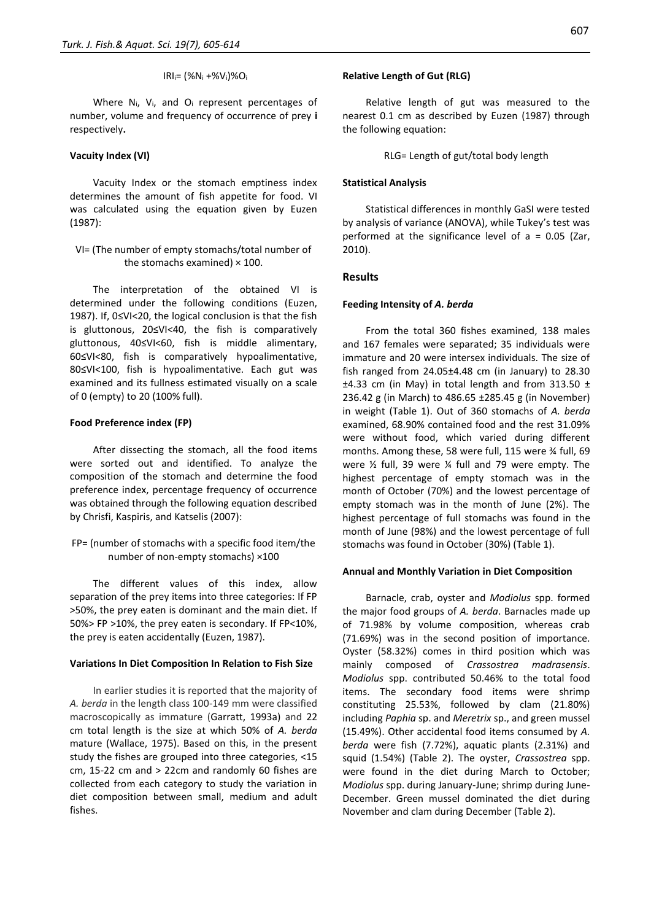$$IRI_i = (\%N_i + \%V_i)\%O_i$$

Where $N_i$, $V_i$, and $O_i$ represent percentages of number, volume and frequency of occurrence of prey **i** respectively**.**

#### Vacuity Index (VI)

Vacuity Index or the stomach emptiness index determines the amount of fish appetite for food. VI was calculated using the equation given by Euzen (1987):

$$VI = (\text{The number of empty stomachs}/\text{total number of the stomachs examined}) \times 100.$$

The interpretation of the obtained VI is determined under the following conditions (Euzen, 1987). If, $0 \leq VI < 20$, the logical conclusion is that the fish is gluttonous, $20 \leq VI < 40$, the fish is comparatively gluttonous, $40 \leq VI < 60$, fish is middle alimentary, $60 \leq VI < 80$, fish is comparatively hypoalimentative, $80 \leq VI < 100$, fish is hypoalimentative. Each gut was examined and its fullness estimated visually on a scale of 0 (empty) to 20 (100% full).

#### Food Preference index (FP)

After dissecting the stomach, all the food items were sorted out and identified. To analyze the composition of the stomach and determine the food preference index, percentage frequency of occurrence was obtained through the following equation described by Chrisfi, Kaspiris, and Katselis (2007):

$$FP = (\text{number of stomachs with a specific food item}/\text{the number of non-empty stomachs}) \times 100$$

The different values of this index, allow separation of the prey items into three categories: If FP >50%, the prey eaten is dominant and the main diet. If 50%> FP >10%, the prey eaten is secondary. If FP<10%, the prey is eaten accidentally (Euzen, 1987).

#### Variations In Diet Composition In Relation to Fish Size

In earlier studies it is reported that the majority of *A. berda* in the length class 100-149 mm were classified macroscopically as immature (Garratt, 1993a) and 22 cm total length is the size at which 50% of *A. berda* mature (Wallace, 1975). Based on this, in the present study the fishes are grouped into three categories, <15 cm, 15-22 cm and > 22cm and randomly 60 fishes are collected from each category to study the variation in diet composition between small, medium and adult fishes.

#### Relative Length of Gut (RLG)

Relative length of gut was measured to the nearest 0.1 cm as described by Euzen (1987) through the following equation:

$$RLG = \text{Length of gut}/\text{total body length}$$

#### Statistical Analysis

Statistical differences in monthly GaSI were tested by analysis of variance (ANOVA), while Tukey's test was performed at the significance level of a = 0.05 (Zar, 2010).

## Results

#### Feeding Intensity of *A. berda*

From the total 360 fishes examined, 138 males and 167 females were separated; 35 individuals were immature and 20 were intersex individuals. The size of fish ranged from 24.05±4.48 cm (in January) to 28.30 ±4.33 cm (in May) in total length and from 313.50 ± 236.42 g (in March) to 486.65 ±285.45 g (in November) in weight (Table 1). Out of 360 stomachs of *A. berda* examined, 68.90% contained food and the rest 31.09% were without food, which varied during different months. Among these, 58 were full, 115 were ¾ full, 69 were ½ full, 39 were ¼ full and 79 were empty. The highest percentage of empty stomach was in the month of October (70%) and the lowest percentage of empty stomach was in the month of June (2%). The highest percentage of full stomachs was found in the month of June (98%) and the lowest percentage of full stomachs was found in October (30%) (Table 1).

#### Annual and Monthly Variation in Diet Composition

Barnacle, crab, oyster and *Modiolus* spp. formed the major food groups of *A. berda*. Barnacles made up of 71.98% by volume composition, whereas crab (71.69%) was in the second position of importance. Oyster (58.32%) comes in third position which was mainly composed of *Crassostrea madrasensis*. *Modiolus* spp. contributed 50.46% to the total food items. The secondary food items were shrimp constituting 25.53%, followed by clam (21.80%) including *Paphia* sp. and *Meretrix* sp., and green mussel (15.49%). Other accidental food items consumed by *A. berda* were fish (7.72%), aquatic plants (2.31%) and squid (1.54%) (Table 2). The oyster, *Crassostrea* spp. were found in the diet during March to October; *Modiolus* spp. during January-June; shrimp during June-December. Green mussel dominated the diet during November and clam during December (Table 2).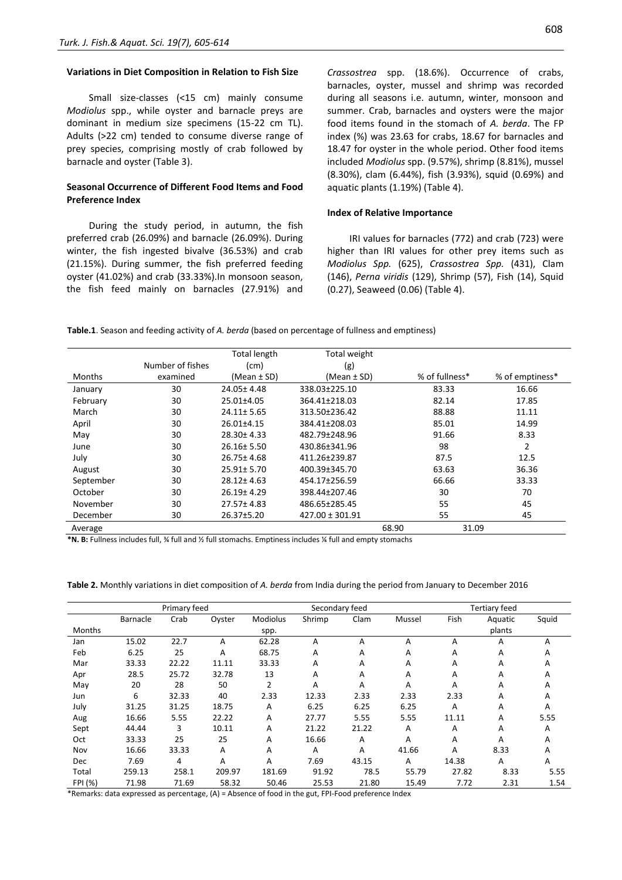### Variations in Diet Composition in Relation to Fish Size

Small size-classes (<15 cm) mainly consume *Modiolus* spp., while oyster and barnacle preys are dominant in medium size specimens (15-22 cm TL). Adults (>22 cm) tended to consume diverse range of prey species, comprising mostly of crab followed by barnacle and oyster (Table 3).

### Seasonal Occurrence of Different Food Items and Food Preference Index

During the study period, in autumn, the fish preferred crab (26.09%) and barnacle (26.09%). During winter, the fish ingested bivalve (36.53%) and crab (21.15%). During summer, the fish preferred feeding oyster (41.02%) and crab (33.33%).In monsoon season, the fish feed mainly on barnacles (27.91%) and *Crassostrea* spp. (18.6%). Occurrence of crabs, barnacles, oyster, mussel and shrimp was recorded during all seasons i.e. autumn, winter, monsoon and summer. Crab, barnacles and oysters were the major food items found in the stomach of *A. berda*. The FP index (%) was 23.63 for crabs, 18.67 for barnacles and 18.47 for oyster in the whole period. Other food items included *Modiolus* spp. (9.57%), shrimp (8.81%), mussel (8.30%), clam (6.44%), fish (3.93%), squid (0.69%) and aquatic plants (1.19%) (Table 4).

### Index of Relative Importance

IRI values for barnacles (772) and crab (723) were higher than IRI values for other prey items such as *Modiolus Spp.* (625), *Crassostrea Spp.* (431), Clam (146), *Perna viridis* (129), Shrimp (57), Fish (14), Squid (0.27), Seaweed (0.06) (Table 4).

**Table.1**. Season and feeding activity of *A. berda* (based on percentage of fullness and emptiness)

| Months | Number of fishes examined | Total length (cm) (Mean ± SD) | Total weight (g) (Mean ± SD) | % of fullness* | % of emptiness* |
|---|---|---|---|---|---|
| January | 30 | 24.05± 4.48 | 338.03±225.10 | 83.33 | 16.66 |
| February | 30 | 25.01±4.05 | 364.41±218.03 | 82.14 | 17.85 |
| March | 30 | 24.11± 5.65 | 313.50±236.42 | 88.88 | 11.11 |
| April | 30 | 26.01±4.15 | 384.41±208.03 | 85.01 | 14.99 |
| May | 30 | 28.30± 4.33 | 482.79±248.96 | 91.66 | 8.33 |
| June | 30 | 26.16± 5.50 | 430.86±341.96 | 98 | 2 |
| July | 30 | 26.75± 4.68 | 411.26±239.87 | 87.5 | 12.5 |
| August | 30 | 25.91± 5.70 | 400.39±345.70 | 63.63 | 36.36 |
| September | 30 | 28.12± 4.63 | 454.17±256.59 | 66.66 | 33.33 |
| October | 30 | 26.19± 4.29 | 398.44±207.46 | 30 | 70 |
| November | 30 | 27.57± 4.83 | 486.65±285.45 | 55 | 45 |
| December | 30 | 26.37±5.20 | 427.00 ± 301.91 | 55 | 45 |
| Average | | | | 68.90 | 31.09 |

**\*N. B:** Fullness includes full, ¾ full and ½ full stomachs. Emptiness includes ¼ full and empty stomachs

**Table 2.** Monthly variations in diet composition of *A. berda* from India during the period from January to December 2016

| | Primary feed | | | Secondary feed | | | | Tertiary feed | | |
|---|---|---|---|---|---|---|---|---|---|---|
| Months | Barnacle | Crab | Oyster | Modiolus spp. | Shrimp | Clam | Mussel | Fish | Aquatic plants | Squid |
| Jan | 15.02 | 22.7 | A | 62.28 | A | A | A | A | A | A |
| Feb | 6.25 | 25 | A | 68.75 | A | A | A | A | A | A |
| Mar | 33.33 | 22.22 | 11.11 | 33.33 | A | A | A | A | A | A |
| Apr | 28.5 | 25.72 | 32.78 | 13 | A | A | A | A | A | A |
| May | 20 | 28 | 50 | 2 | A | A | A | A | A | A |
| Jun | 6 | 32.33 | 40 | 2.33 | 12.33 | 2.33 | 2.33 | 2.33 | A | A |
| July | 31.25 | 31.25 | 18.75 | A | 6.25 | 6.25 | 6.25 | A | A | A |
| Aug | 16.66 | 5.55 | 22.22 | A | 27.77 | 5.55 | 5.55 | 11.11 | A | 5.55 |
| Sept | 44.44 | 3 | 10.11 | A | 21.22 | 21.22 | A | A | A | A |
| Oct | 33.33 | 25 | 25 | A | 16.66 | A | A | A | A | A |
| Nov | 16.66 | 33.33 | A | A | A | A | 41.66 | A | 8.33 | A |
| Dec | 7.69 | 4 | A | A | 7.69 | 43.15 | A | 14.38 | A | A |
| Total | 259.13 | 258.1 | 209.97 | 181.69 | 91.92 | 78.5 | 55.79 | 27.82 | 8.33 | 5.55 |
| FPI (%) | 71.98 | 71.69 | 58.32 | 50.46 | 25.53 | 21.80 | 15.49 | 7.72 | 2.31 | 1.54 |

\*Remarks: data expressed as percentage, (A) = Absence of food in the gut, FPI-Food preference Index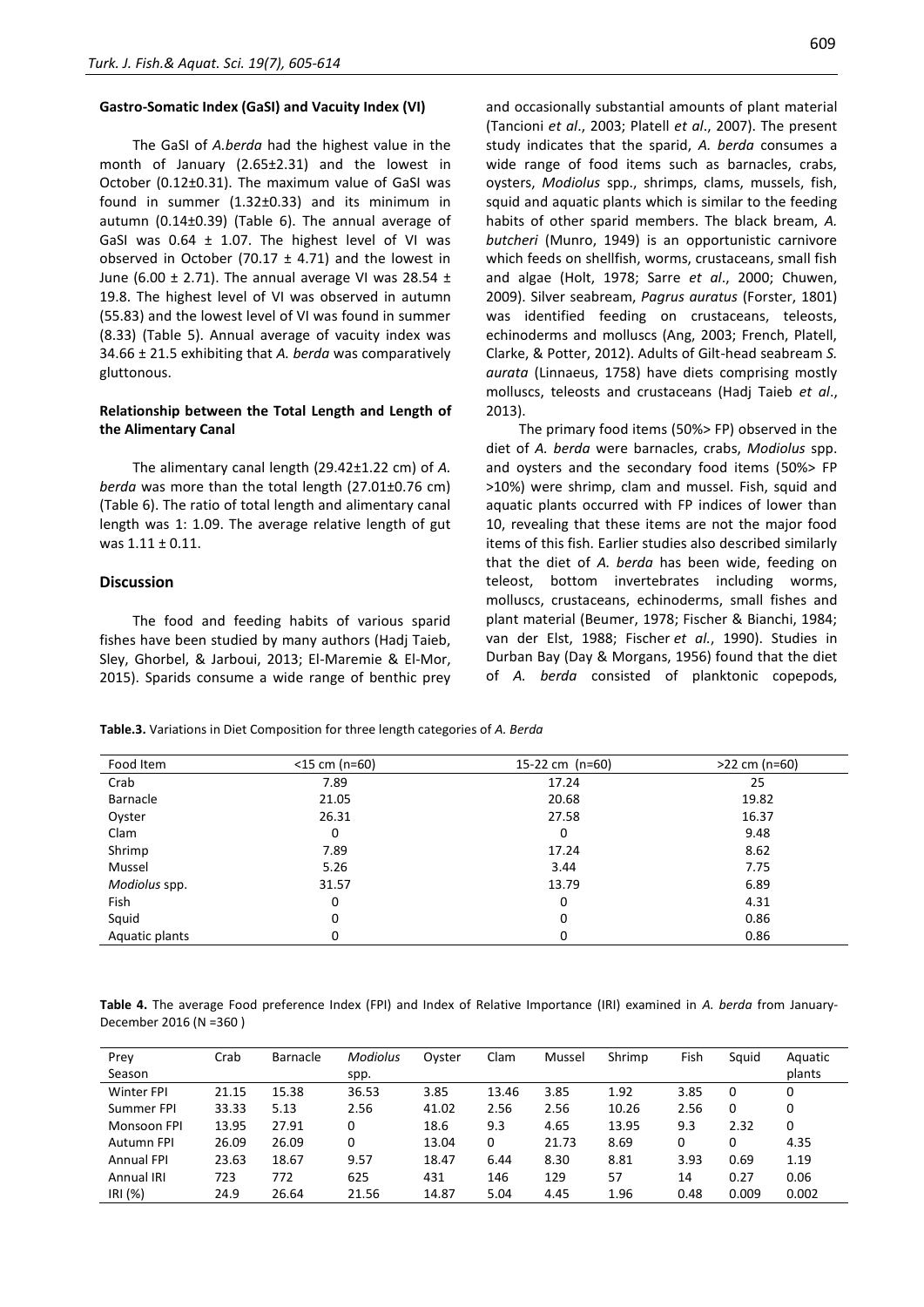#### Gastro-Somatic Index (GaSI) and Vacuity Index (VI)

The GaSI of *A.berda* had the highest value in the month of January (2.65±2.31) and the lowest in October (0.12±0.31). The maximum value of GaSI was found in summer (1.32±0.33) and its minimum in autumn (0.14±0.39) (Table 6). The annual average of GaSI was 0.64 ± 1.07. The highest level of VI was observed in October (70.17 ± 4.71) and the lowest in June (6.00 ± 2.71). The annual average VI was 28.54 ± 19.8. The highest level of VI was observed in autumn (55.83) and the lowest level of VI was found in summer (8.33) (Table 5). Annual average of vacuity index was 34.66 ± 21.5 exhibiting that *A. berda* was comparatively gluttonous.

#### Relationship between the Total Length and Length of the Alimentary Canal

The alimentary canal length (29.42±1.22 cm) of *A. berda* was more than the total length (27.01±0.76 cm) (Table 6). The ratio of total length and alimentary canal length was 1: 1.09. The average relative length of gut was 1.11 ± 0.11.

## Discussion

The food and feeding habits of various sparid fishes have been studied by many authors (Hadj Taieb, Sley, Ghorbel, & Jarboui, 2013; El-Maremie & El-Mor, 2015). Sparids consume a wide range of benthic prey and occasionally substantial amounts of plant material (Tancioni *et al*., 2003; Platell *et al*., 2007). The present study indicates that the sparid, *A. berda* consumes a wide range of food items such as barnacles, crabs, oysters, *Modiolus* spp., shrimps, clams, mussels, fish, squid and aquatic plants which is similar to the feeding habits of other sparid members. The black bream, *A. butcheri* (Munro, 1949) is an opportunistic carnivore which feeds on shellfish, worms, crustaceans, small fish and algae (Holt, 1978; Sarre *et al*., 2000; Chuwen, 2009). Silver seabream, *Pagrus auratus* (Forster, 1801) was identified feeding on crustaceans, teleosts, echinoderms and molluscs (Ang, 2003; French, Platell, Clarke, & Potter, 2012). Adults of Gilt-head seabream *S. aurata* (Linnaeus, 1758) have diets comprising mostly molluscs, teleosts and crustaceans (Hadj Taieb *et al*., 2013).

The primary food items (50%> FP) observed in the diet of *A. berda* were barnacles, crabs, *Modiolus* spp. and oysters and the secondary food items (50%> FP >10%) were shrimp, clam and mussel. Fish, squid and aquatic plants occurred with FP indices of lower than 10, revealing that these items are not the major food items of this fish. Earlier studies also described similarly that the diet of *A. berda* has been wide, feeding on teleost, bottom invertebrates including worms, molluscs, crustaceans, echinoderms, small fishes and plant material (Beumer, 1978; Fischer & Bianchi, 1984; van der Elst, 1988; Fischer *et al.*, 1990). Studies in Durban Bay (Day & Morgans, 1956) found that the diet of *A. berda* consisted of planktonic copepods,

**Table.3.** Variations in Diet Composition for three length categories of *A. Berda*

| Food Item | <15 cm (n=60) | 15-22 cm (n=60) | >22 cm (n=60) |
|---|---|---|---|
| Crab | 7.89 | 17.24 | 25 |
| Barnacle | 21.05 | 20.68 | 19.82 |
| Oyster | 26.31 | 27.58 | 16.37 |
| Clam | 0 | 0 | 9.48 |
| Shrimp | 7.89 | 17.24 | 8.62 |
| Mussel | 5.26 | 3.44 | 7.75 |
| *Modiolus* spp. | 31.57 | 13.79 | 6.89 |
| Fish | 0 | 0 | 4.31 |
| Squid | 0 | 0 | 0.86 |
| Aquatic plants | 0 | 0 | 0.86 |

**Table 4.** The average Food preference Index (FPI) and Index of Relative Importance (IRI) examined in *A. berda* from January-December 2016 (N =360 )

| Prey Season | Crab | Barnacle | *Modiolus* spp. | Oyster | Clam | Mussel | Shrimp | Fish | Squid | Aquatic plants |
|---|---|---|---|---|---|---|---|---|---|---|
| Winter FPI | 21.15 | 15.38 | 36.53 | 3.85 | 13.46 | 3.85 | 1.92 | 3.85 | 0 | 0 |
| Summer FPI | 33.33 | 5.13 | 2.56 | 41.02 | 2.56 | 2.56 | 10.26 | 2.56 | 0 | 0 |
| Monsoon FPI | 13.95 | 27.91 | 0 | 18.6 | 9.3 | 4.65 | 13.95 | 9.3 | 2.32 | 0 |
| Autumn FPI | 26.09 | 26.09 | 0 | 13.04 | 0 | 21.73 | 8.69 | 0 | 0 | 4.35 |
| Annual FPI | 23.63 | 18.67 | 9.57 | 18.47 | 6.44 | 8.30 | 8.81 | 3.93 | 0.69 | 1.19 |
| Annual IRI | 723 | 772 | 625 | 431 | 146 | 129 | 57 | 14 | 0.27 | 0.06 |
| IRI (%) | 24.9 | 26.64 | 21.56 | 14.87 | 5.04 | 4.45 | 1.96 | 0.48 | 0.009 | 0.002 |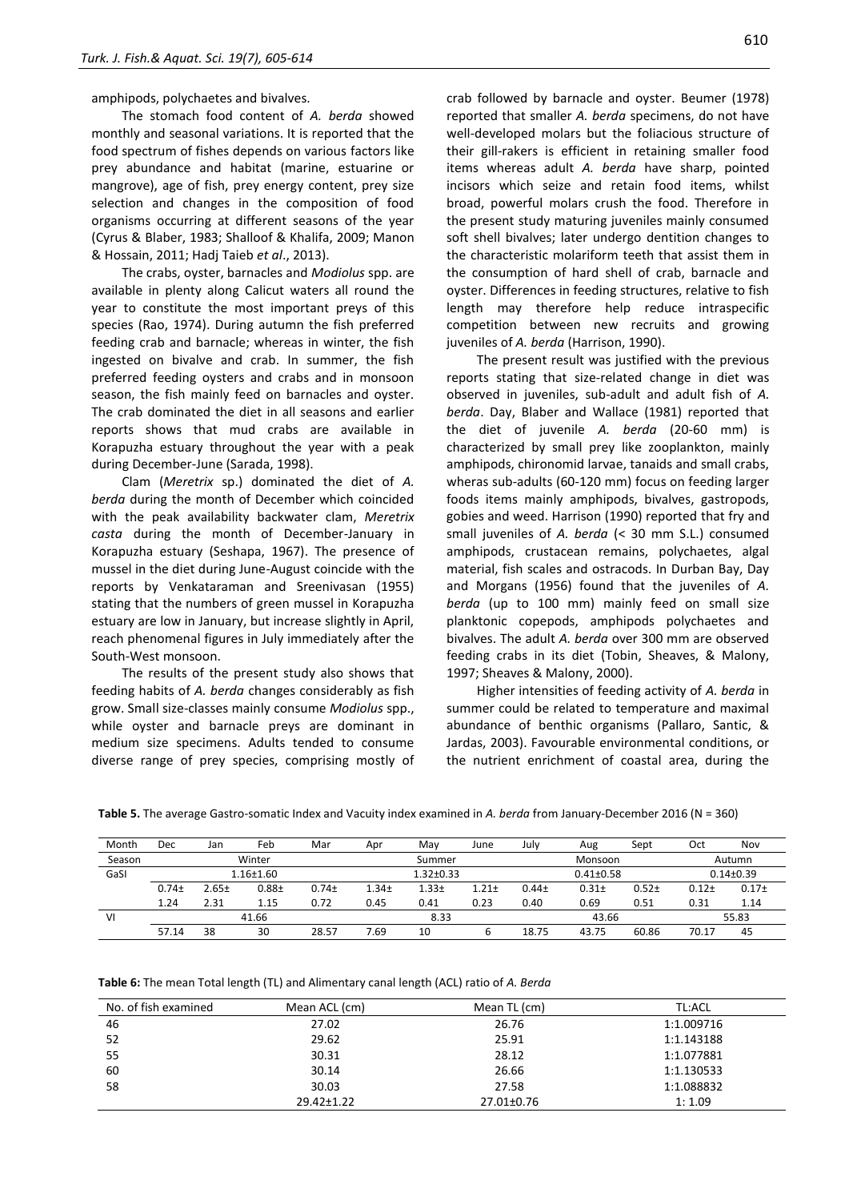amphipods, polychaetes and bivalves.

The stomach food content of *A. berda* showed monthly and seasonal variations. It is reported that the food spectrum of fishes depends on various factors like prey abundance and habitat (marine, estuarine or mangrove), age of fish, prey energy content, prey size selection and changes in the composition of food organisms occurring at different seasons of the year (Cyrus & Blaber, 1983; Shalloof & Khalifa, 2009; Manon & Hossain, 2011; Hadj Taieb *et al*., 2013).

The crabs, oyster, barnacles and *Modiolus* spp. are available in plenty along Calicut waters all round the year to constitute the most important preys of this species (Rao, 1974). During autumn the fish preferred feeding crab and barnacle; whereas in winter, the fish ingested on bivalve and crab. In summer, the fish preferred feeding oysters and crabs and in monsoon season, the fish mainly feed on barnacles and oyster. The crab dominated the diet in all seasons and earlier reports shows that mud crabs are available in Korapuzha estuary throughout the year with a peak during December-June (Sarada, 1998).

Clam (*Meretrix* sp.) dominated the diet of *A. berda* during the month of December which coincided with the peak availability backwater clam, *Meretrix casta* during the month of December-January in Korapuzha estuary (Seshapa, 1967). The presence of mussel in the diet during June-August coincide with the reports by Venkataraman and Sreenivasan (1955) stating that the numbers of green mussel in Korapuzha estuary are low in January, but increase slightly in April, reach phenomenal figures in July immediately after the South-West monsoon.

The results of the present study also shows that feeding habits of *A. berda* changes considerably as fish grow. Small size-classes mainly consume *Modiolus* spp., while oyster and barnacle preys are dominant in medium size specimens. Adults tended to consume diverse range of prey species, comprising mostly of crab followed by barnacle and oyster. Beumer (1978) reported that smaller *A. berda* specimens, do not have well-developed molars but the foliacious structure of their gill-rakers is efficient in retaining smaller food items whereas adult *A. berda* have sharp, pointed incisors which seize and retain food items, whilst broad, powerful molars crush the food. Therefore in the present study maturing juveniles mainly consumed soft shell bivalves; later undergo dentition changes to the characteristic molariform teeth that assist them in the consumption of hard shell of crab, barnacle and oyster. Differences in feeding structures, relative to fish length may therefore help reduce intraspecific competition between new recruits and growing juveniles of *A. berda* (Harrison, 1990).

The present result was justified with the previous reports stating that size-related change in diet was observed in juveniles, sub-adult and adult fish of *A. berda*. Day, Blaber and Wallace (1981) reported that the diet of juvenile *A. berda* (20-60 mm) is characterized by small prey like zooplankton, mainly amphipods, chironomid larvae, tanaids and small crabs, wheras sub-adults (60-120 mm) focus on feeding larger foods items mainly amphipods, bivalves, gastropods, gobies and weed. Harrison (1990) reported that fry and small juveniles of *A. berda* (< 30 mm S.L.) consumed amphipods, crustacean remains, polychaetes, algal material, fish scales and ostracods. In Durban Bay, Day and Morgans (1956) found that the juveniles of *A. berda* (up to 100 mm) mainly feed on small size planktonic copepods, amphipods polychaetes and bivalves. The adult *A. berda* over 300 mm are observed feeding crabs in its diet (Tobin, Sheaves, & Malony, 1997; Sheaves & Malony, 2000).

Higher intensities of feeding activity of *A. berda* in summer could be related to temperature and maximal abundance of benthic organisms (Pallaro, Santic, & Jardas, 2003). Favourable environmental conditions, or the nutrient enrichment of coastal area, during the

**Table 5.** The average Gastro-somatic Index and Vacuity index examined in *A. berda* from January-December 2016 (N = 360)

| Month | Dec | Jan | Feb | Mar | Apr | May | June | July | Aug | Sept | Oct | Nov |
|---|---|---|---|---|---|---|---|---|---|---|---|---|
| Season | Winter | | | | Summer | | | | Monsoon | | Autumn | |
| GaSI | 1.16±1.60 | | | | 1.32±0.33 | | | | 0.41±0.58 | | 0.14±0.39 | |
| | 0.74± 1.24 | 2.65± 2.31 | 0.88± 1.15 | 0.74± 0.72 | 1.34± 0.45 | 1.33± 0.41 | 1.21± 0.23 | 0.44± 0.40 | 0.31± 0.69 | 0.52± 0.51 | 0.12± 0.31 | 0.17± 1.14 |
| VI | 41.66 | | | | 8.33 | | | | 43.66 | | 55.83 | |
| | 57.14 | 38 | 30 | 28.57 | 7.69 | 10 | 6 | 18.75 | 43.75 | 60.86 | 70.17 | 45 |

**Table 6:** The mean Total length (TL) and Alimentary canal length (ACL) ratio of *A. Berda*

| No. of fish examined | Mean ACL (cm) | Mean TL (cm) | TL:ACL |
|---|---|---|---|
| 46 | 27.02 | 26.76 | 1:1.009716 |
| 52 | 29.62 | 25.91 | 1:1.143188 |
| 55 | 30.31 | 28.12 | 1:1.077881 |
| 60 | 30.14 | 26.66 | 1:1.130533 |
| 58 | 30.03 | 27.58 | 1:1.088832 |
| | 29.42±1.22 | 27.01±0.76 | 1: 1.09 |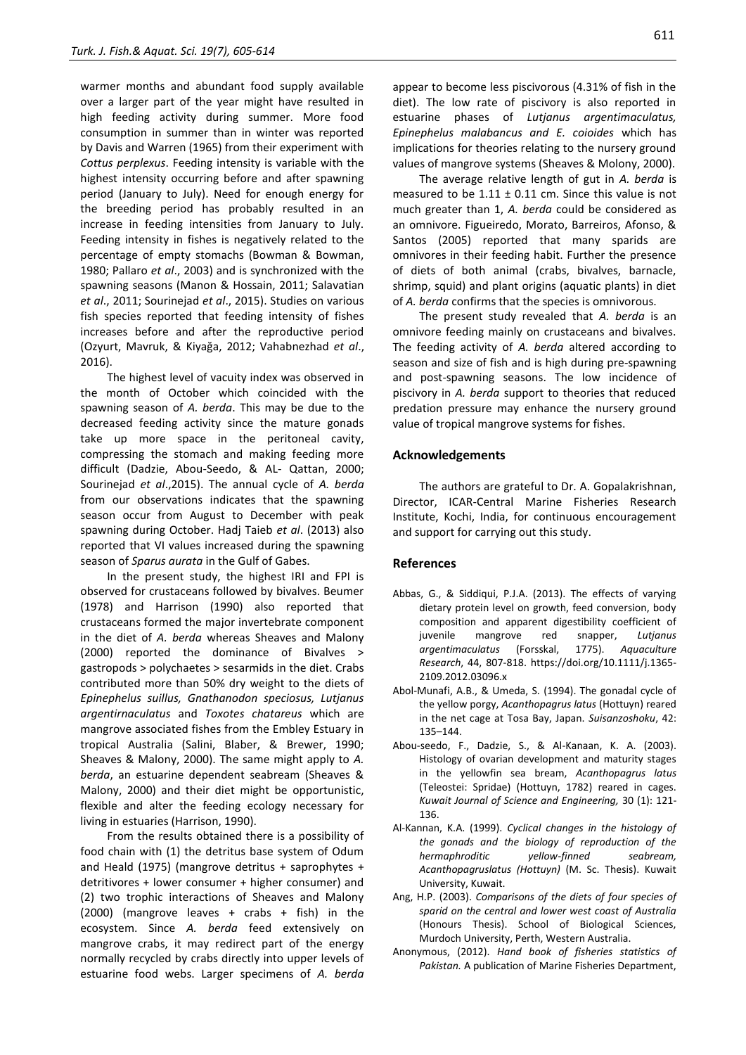warmer months and abundant food supply available over a larger part of the year might have resulted in high feeding activity during summer. More food consumption in summer than in winter was reported by Davis and Warren (1965) from their experiment with *Cottus perplexus*. Feeding intensity is variable with the highest intensity occurring before and after spawning period (January to July). Need for enough energy for the breeding period has probably resulted in an increase in feeding intensities from January to July. Feeding intensity in fishes is negatively related to the percentage of empty stomachs (Bowman & Bowman, 1980; Pallaro *et al*., 2003) and is synchronized with the spawning seasons (Manon & Hossain, 2011; Salavatian *et al*., 2011; Sourinejad *et al*., 2015). Studies on various fish species reported that feeding intensity of fishes increases before and after the reproductive period (Ozyurt, Mavruk, & Kiyağa, 2012; Vahabnezhad *et al*., 2016).

The highest level of vacuity index was observed in the month of October which coincided with the spawning season of *A. berda*. This may be due to the decreased feeding activity since the mature gonads take up more space in the peritoneal cavity, compressing the stomach and making feeding more difficult (Dadzie, Abou-Seedo, & AL- Qattan, 2000; Sourinejad *et al*.,2015). The annual cycle of *A. berda* from our observations indicates that the spawning season occur from August to December with peak spawning during October. Hadj Taieb *et al*. (2013) also reported that VI values increased during the spawning season of *Sparus aurata* in the Gulf of Gabes.

In the present study, the highest IRI and FPI is observed for crustaceans followed by bivalves. Beumer (1978) and Harrison (1990) also reported that crustaceans formed the major invertebrate component in the diet of *A. berda* whereas Sheaves and Malony (2000) reported the dominance of Bivalves > gastropods > polychaetes > sesarmids in the diet. Crabs contributed more than 50% dry weight to the diets of *Epinephelus suillus, Gnathanodon speciosus, Lutjanus argentirnaculatus* and *Toxotes chatareus* which are mangrove associated fishes from the Embley Estuary in tropical Australia (Salini, Blaber, & Brewer, 1990; Sheaves & Malony, 2000). The same might apply to *A. berda*, an estuarine dependent seabream (Sheaves & Malony, 2000) and their diet might be opportunistic, flexible and alter the feeding ecology necessary for living in estuaries (Harrison, 1990).

From the results obtained there is a possibility of food chain with (1) the detritus base system of Odum and Heald (1975) (mangrove detritus + saprophytes + detritivores + lower consumer + higher consumer) and (2) two trophic interactions of Sheaves and Malony (2000) (mangrove leaves + crabs + fish) in the ecosystem. Since *A. berda* feed extensively on mangrove crabs, it may redirect part of the energy normally recycled by crabs directly into upper levels of estuarine food webs. Larger specimens of *A. berda* appear to become less piscivorous (4.31% of fish in the diet). The low rate of piscivory is also reported in estuarine phases of *Lutjanus argentimaculatus, Epinephelus malabancus and E. coioides* which has implications for theories relating to the nursery ground values of mangrove systems (Sheaves & Molony, 2000).

The average relative length of gut in *A. berda* is measured to be 1.11 ± 0.11 cm. Since this value is not much greater than 1, *A. berda* could be considered as an omnivore. Figueiredo, Morato, Barreiros, Afonso, & Santos (2005) reported that many sparids are omnivores in their feeding habit. Further the presence of diets of both animal (crabs, bivalves, barnacle, shrimp, squid) and plant origins (aquatic plants) in diet of *A. berda* confirms that the species is omnivorous.

The present study revealed that *A. berda* is an omnivore feeding mainly on crustaceans and bivalves. The feeding activity of *A. berda* altered according to season and size of fish and is high during pre-spawning and post-spawning seasons. The low incidence of piscivory in *A. berda* support to theories that reduced predation pressure may enhance the nursery ground value of tropical mangrove systems for fishes.

## Acknowledgements

The authors are grateful to Dr. A. Gopalakrishnan, Director, ICAR-Central Marine Fisheries Research Institute, Kochi, India, for continuous encouragement and support for carrying out this study.

## References

Abbas, G., & Siddiqui, P.J.A. (2013). The effects of varying dietary protein level on growth, feed conversion, body composition and apparent digestibility coefficient of juvenile mangrove red snapper, *Lutjanus argentimaculatus* (Forsskal, 1775). *Aquaculture Research*, 44, 807-818. https://doi.org/10.1111/j.1365-2109.2012.03096.x

Abol-Munafi, A.B., & Umeda, S. (1994). The gonadal cycle of the yellow porgy, *Acanthopagrus latus* (Hottuyn) reared in the net cage at Tosa Bay, Japan. *Suisanzoshoku*, 42: 135–144.

Abou-seedo, F., Dadzie, S., & Al-Kanaan, K. A. (2003). Histology of ovarian development and maturity stages in the yellowfin sea bream, *Acanthopagrus latus* (Teleostei: Spridae) (Hottuyn, 1782) reared in cages. *Kuwait Journal of Science and Engineering,* 30 (1): 121-136.

Al-Kannan, K.A. (1999). *Cyclical changes in the histology of the gonads and the biology of reproduction of the hermaphroditic yellow-finned seabream, Acanthopagruslatus (Hottuyn)* (M. Sc. Thesis). Kuwait University, Kuwait.

Ang, H.P. (2003). *Comparisons of the diets of four species of sparid on the central and lower west coast of Australia* (Honours Thesis). School of Biological Sciences, Murdoch University, Perth, Western Australia.

Anonymous, (2012). *Hand book of fisheries statistics of Pakistan.* A publication of Marine Fisheries Department,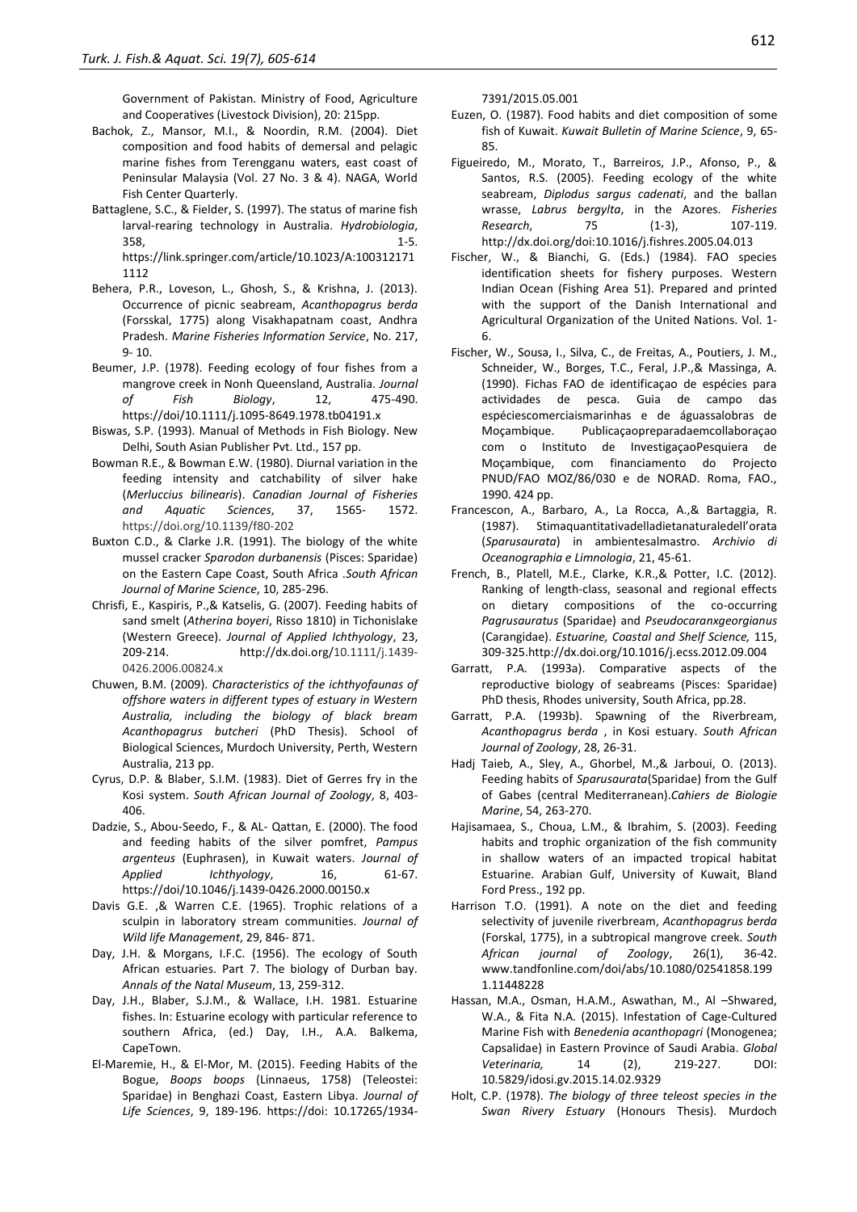Government of Pakistan. Ministry of Food, Agriculture and Cooperatives (Livestock Division), 20: 215pp.

Bachok, Z., Mansor, M.I., & Noordin, R.M. (2004). Diet composition and food habits of demersal and pelagic marine fishes from Terengganu waters, east coast of Peninsular Malaysia (Vol. 27 No. 3 & 4). NAGA, World Fish Center Quarterly.

Battaglene, S.C., & Fielder, S. (1997). The status of marine fish larval-rearing technology in Australia. *Hydrobiologia*, 358, 1-5. https://link.springer.com/article/10.1023/A:1003121711112

Behera, P.R., Loveson, L., Ghosh, S., & Krishna, J. (2013). Occurrence of picnic seabream, *Acanthopagrus berda* (Forsskal, 1775) along Visakhapatnam coast, Andhra Pradesh. *Marine Fisheries Information Service*, No. 217, 9- 10.

Beumer, J.P. (1978). Feeding ecology of four fishes from a mangrove creek in Nonh Queensland, Australia. *Journal of Fish Biology*, 12, 475-490. https://doi/10.1111/j.1095-8649.1978.tb04191.x

Biswas, S.P. (1993). Manual of Methods in Fish Biology. New Delhi, South Asian Publisher Pvt. Ltd., 157 pp.

Bowman R.E., & Bowman E.W. (1980). Diurnal variation in the feeding intensity and catchability of silver hake (*Merluccius bilinearis*). *Canadian Journal of Fisheries and Aquatic Sciences*, 37, 1565- 1572. https://doi.org/10.1139/f80-202

Buxton C.D., & Clarke J.R. (1991). The biology of the white mussel cracker *Sparodon durbanensis* (Pisces: Sparidae) on the Eastern Cape Coast, South Africa .*South African Journal of Marine Science*, 10, 285-296.

Chrisfi, E., Kaspiris, P.,& Katselis, G. (2007). Feeding habits of sand smelt (*Atherina boyeri*, Risso 1810) in Tichonislake (Western Greece). *Journal of Applied Ichthyology*, 23, 209-214. http://dx.doi.org/10.1111/j.1439-0426.2006.00824.x

Chuwen, B.M. (2009). *Characteristics of the ichthyofaunas of offshore waters in different types of estuary in Western Australia, including the biology of black bream Acanthopagrus butcheri* (PhD Thesis). School of Biological Sciences, Murdoch University, Perth, Western Australia, 213 pp.

Cyrus, D.P. & Blaber, S.I.M. (1983). Diet of Gerres fry in the Kosi system. *South African Journal of Zoology*, 8, 403-406.

Dadzie, S., Abou-Seedo, F., & AL- Qattan, E. (2000). The food and feeding habits of the silver pomfret, *Pampus argenteus* (Euphrasen), in Kuwait waters. *Journal of Applied Ichthyology*, 16, 61-67. https://doi/10.1046/j.1439-0426.2000.00150.x

Davis G.E. ,& Warren C.E. (1965). Trophic relations of a sculpin in laboratory stream communities. *Journal of Wild life Management*, 29, 846- 871.

Day, J.H. & Morgans, I.F.C. (1956). The ecology of South African estuaries. Part 7. The biology of Durban bay. *Annals of the Natal Museum*, 13, 259-312.

Day, J.H., Blaber, S.J.M., & Wallace, I.H. 1981. Estuarine fishes. In: Estuarine ecology with particular reference to southern Africa, (ed.) Day, I.H., A.A. Balkema, CapeTown.

El-Maremie, H., & El-Mor, M. (2015). Feeding Habits of the Bogue, *Boops boops* (Linnaeus, 1758) (Teleostei: Sparidae) in Benghazi Coast, Eastern Libya. *Journal of Life Sciences*, 9, 189-196. https://doi: 10.17265/1934-7391/2015.05.001

Euzen, O. (1987). Food habits and diet composition of some fish of Kuwait. *Kuwait Bulletin of Marine Science*, 9, 65-85.

Figueiredo, M., Morato, T., Barreiros, J.P., Afonso, P., & Santos, R.S. (2005). Feeding ecology of the white seabream, *Diplodus sargus cadenati*, and the ballan wrasse, *Labrus bergylta*, in the Azores. *Fisheries Research*, 75 (1-3), 107-119. http://dx.doi.org/doi:10.1016/j.fishres.2005.04.013

Fischer, W., & Bianchi, G. (Eds.) (1984). FAO species identification sheets for fishery purposes. Western Indian Ocean (Fishing Area 51). Prepared and printed with the support of the Danish International and Agricultural Organization of the United Nations. Vol. 1-6.

Fischer, W., Sousa, I., Silva, C., de Freitas, A., Poutiers, J. M., Schneider, W., Borges, T.C., Feral, J.P.,& Massinga, A. (1990). Fichas FAO de identificaçao de espécies para actividades de pesca. Guia de campo das espéciescomerciaismarinhas e de águassalobras de Moçambique. Publicaçaopreparadaemcollaboraçao com o Instituto de InvestigaçaoPesquiera de Moçambique, com financiamento do Projecto PNUD/FAO MOZ/86/030 e de NORAD. Roma, FAO., 1990. 424 pp.

Francescon, A., Barbaro, A., La Rocca, A.,& Bartaggia, R. (1987). Stimaquantitativadelladietanaturaledell'orata (*Sparusaurata*) in ambientesalmastro. *Archivio di Oceanographia e Limnologia*, 21, 45-61.

French, B., Platell, M.E., Clarke, K.R.,& Potter, I.C. (2012). Ranking of length-class, seasonal and regional effects on dietary compositions of the co-occurring *Pagrusauratus* (Sparidae) and *Pseudocaranxgeorgianus* (Carangidae). *Estuarine, Coastal and Shelf Science,* 115, 309-325.http://dx.doi.org/10.1016/j.ecss.2012.09.004

Garratt, P.A. (1993a). Comparative aspects of the reproductive biology of seabreams (Pisces: Sparidae) PhD thesis, Rhodes university, South Africa, pp.28.

Garratt, P.A. (1993b). Spawning of the Riverbream, *Acanthopagrus berda* , in Kosi estuary. *South African Journal of Zoology*, 28, 26-31.

Hadj Taieb, A., Sley, A., Ghorbel, M.,& Jarboui, O. (2013). Feeding habits of *Sparusaurata*(Sparidae) from the Gulf of Gabes (central Mediterranean).*Cahiers de Biologie Marine*, 54, 263-270.

Hajisamaea, S., Choua, L.M., & Ibrahim, S. (2003). Feeding habits and trophic organization of the fish community in shallow waters of an impacted tropical habitat Estuarine. Arabian Gulf, University of Kuwait, Bland Ford Press., 192 pp.

Harrison T.O. (1991). A note on the diet and feeding selectivity of juvenile riverbream, *Acanthopagrus berda* (Forskal, 1775), in a subtropical mangrove creek. *South African journal of Zoology*, 26(1), 36-42. www.tandfonline.com/doi/abs/10.1080/02541858.1991.11448228

Hassan, M.A., Osman, H.A.M., Aswathan, M., Al –Shwared, W.A., & Fita N.A. (2015). Infestation of Cage-Cultured Marine Fish with *Benedenia acanthopagri* (Monogenea; Capsalidae) in Eastern Province of Saudi Arabia. *Global Veterinaria,* 14 (2), 219-227. DOI: 10.5829/idosi.gv.2015.14.02.9329

Holt, C.P. (1978). *The biology of three teleost species in the Swan Rivery Estuary* (Honours Thesis). Murdoch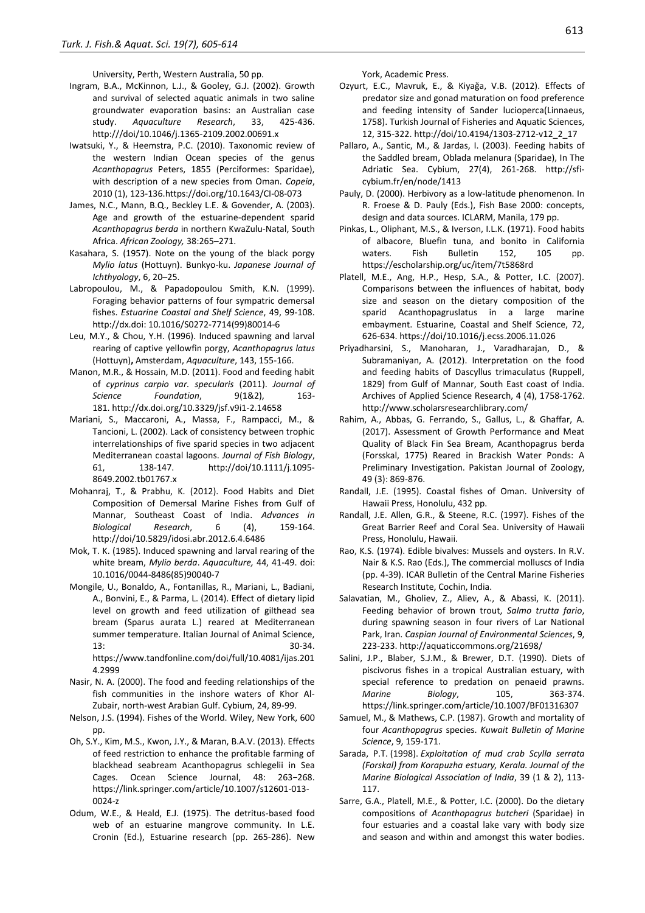University, Perth, Western Australia, 50 pp.

Ingram, B.A., McKinnon, L.J., & Gooley, G.J. (2002). Growth and survival of selected aquatic animals in two saline groundwater evaporation basins: an Australian case study. *Aquaculture Research*, 33, 425-436. http:///doi/10.1046/j.1365-2109.2002.00691.x

Iwatsuki, Y., & Heemstra, P.C. (2010). Taxonomic review of the western Indian Ocean species of the genus *Acanthopagrus* Peters, 1855 (Perciformes: Sparidae), with description of a new species from Oman. *Copeia*, 2010 (1), 123-136.https://doi.org/10.1643/CI-08-073

James, N.C., Mann, B.Q., Beckley L.E. & Govender, A. (2003). Age and growth of the estuarine-dependent sparid *Acanthopagrus berda* in northern KwaZulu-Natal, South Africa. *African Zoology,* 38:265–271.

Kasahara, S. (1957). Note on the young of the black porgy *Mylio latus* (Hottuyn). Bunkyo-ku. *Japanese Journal of Ichthyology*, 6, 20–25.

Labropoulou, M., & Papadopoulou Smith, K.N. (1999). Foraging behavior patterns of four sympatric demersal fishes. *Estuarine Coastal and Shelf Science*, 49, 99-108. http://dx.doi: 10.1016/S0272-7714(99)80014-6

Leu, M.Y., & Chou, Y.H. (1996). Induced spawning and larval rearing of captive yellowfin porgy, *Acanthopagrus latus* (Hottuyn)**,** Amsterdam, *Aquaculture*, 143, 155-166.

Manon, M.R., & Hossain, M.D. (2011). Food and feeding habit of *cyprinus carpio var. specularis* (2011). *Journal of Science Foundation*, 9(1&2), 163-181. http://dx.doi.org/10.3329/jsf.v9i1-2.14658

Mariani, S., Maccaroni, A., Massa, F., Rampacci, M., & Tancioni, L. (2002). Lack of consistency between trophic interrelationships of five sparid species in two adjacent Mediterranean coastal lagoons. *Journal of Fish Biology*, 61, 138-147. http://doi/10.1111/j.1095-8649.2002.tb01767.x

Mohanraj, T., & Prabhu, K. (2012). Food Habits and Diet Composition of Demersal Marine Fishes from Gulf of Mannar, Southeast Coast of India. *Advances in Biological Research*, 6 (4), 159-164. http://doi/10.5829/idosi.abr.2012.6.4.6486

Mok, T. K. (1985). Induced spawning and larval rearing of the white bream, *Mylio berda*. *Aquaculture,* 44, 41-49. doi: 10.1016/0044-8486(85)90040-7

Mongile, U., Bonaldo, A., Fontanillas, R., Mariani, L., Badiani, A., Bonvini, E., & Parma, L. (2014). Effect of dietary lipid level on growth and feed utilization of gilthead sea bream (Sparus aurata L.) reared at Mediterranean summer temperature. Italian Journal of Animal Science, 13: 30-34. https://www.tandfonline.com/doi/full/10.4081/ijas.2014.2999

Nasir, N. A. (2000). The food and feeding relationships of the fish communities in the inshore waters of Khor Al-Zubair, north-west Arabian Gulf. Cybium, 24, 89-99.

Nelson, J.S. (1994). Fishes of the World. Wiley, New York, 600 pp.

Oh, S.Y., Kim, M.S., Kwon, J.Y., & Maran, B.A.V. (2013). Effects of feed restriction to enhance the profitable farming of blackhead seabream Acanthopagrus schlegelii in Sea Cages. Ocean Science Journal, 48: 263−268. https://link.springer.com/article/10.1007/s12601-013-0024-z

Odum, W.E., & Heald, E.J. (1975). The detritus-based food web of an estuarine mangrove community. In L.E. Cronin (Ed.), Estuarine research (pp. 265-286). New York, Academic Press.

Ozyurt, E.C., Mavruk, E., & Kiyağa, V.B. (2012). Effects of predator size and gonad maturation on food preference and feeding intensity of Sander lucioperca(Linnaeus, 1758). Turkish Journal of Fisheries and Aquatic Sciences, 12, 315-322. http://doi/10.4194/1303-2712-v12_2_17

Pallaro, A., Santic, M., & Jardas, I. (2003). Feeding habits of the Saddled bream, Oblada melanura (Sparidae), In The Adriatic Sea. Cybium, 27(4), 261-268. http://sfi-cybium.fr/en/node/1413

Pauly, D. (2000). Herbivory as a low-latitude phenomenon. In R. Froese & D. Pauly (Eds.), Fish Base 2000: concepts, design and data sources. ICLARM, Manila, 179 pp.

Pinkas, L., Oliphant, M.S., & Iverson, I.L.K. (1971). Food habits of albacore, Bluefin tuna, and bonito in California waters. Fish Bulletin 152, 105 pp. https://escholarship.org/uc/item/7t5868rd

Platell, M.E., Ang, H.P., Hesp, S.A., & Potter, I.C. (2007). Comparisons between the influences of habitat, body size and season on the dietary composition of the sparid Acanthopagruslatus in a large marine embayment. Estuarine, Coastal and Shelf Science, 72, 626-634. https://doi/10.1016/j.ecss.2006.11.026

Priyadharsini, S., Manoharan, J., Varadharajan, D., & Subramaniyan, A. (2012). Interpretation on the food and feeding habits of Dascyllus trimaculatus (Ruppell, 1829) from Gulf of Mannar, South East coast of India. Archives of Applied Science Research, 4 (4), 1758-1762. http://www.scholarsresearchlibrary.com/

Rahim, A., Abbas, G. Ferrando, S., Gallus, L., & Ghaffar, A. (2017). Assessment of Growth Performance and Meat Quality of Black Fin Sea Bream, Acanthopagrus berda (Forsskal, 1775) Reared in Brackish Water Ponds: A Preliminary Investigation. Pakistan Journal of Zoology, 49 (3): 869-876.

Randall, J.E. (1995). Coastal fishes of Oman. University of Hawaii Press, Honolulu, 432 pp.

Randall, J.E. Allen, G.R., & Steene, R.C. (1997). Fishes of the Great Barrier Reef and Coral Sea. University of Hawaii Press, Honolulu, Hawaii.

Rao, K.S. (1974). Edible bivalves: Mussels and oysters. In R.V. Nair & K.S. Rao (Eds.), The commercial molluscs of India (pp. 4-39). ICAR Bulletin of the Central Marine Fisheries Research Institute, Cochin, India.

Salavatian, M., Gholiev, Z., Aliev, A., & Abassi, K. (2011). Feeding behavior of brown trout, *Salmo trutta fario*, during spawning season in four rivers of Lar National Park, Iran. *Caspian Journal of Environmental Sciences*, 9, 223-233. http://aquaticcommons.org/21698/

Salini, J.P., Blaber, S.J.M., & Brewer, D.T. (1990). Diets of piscivorus fishes in a tropical Australian estuary, with special reference to predation on penaeid prawns. *Marine Biology*, 105, 363-374. https://link.springer.com/article/10.1007/BF01316307

Samuel, M., & Mathews, C.P. (1987). Growth and mortality of four *Acanthopagrus* species. *Kuwait Bulletin of Marine Science*, 9, 159-171.

Sarada, P.T. (1998). *Exploitation of mud crab Scylla serrata (Forskal) from Korapuzha estuary, Kerala. Journal of the Marine Biological Association of India*, 39 (1 & 2), 113-117.

Sarre, G.A., Platell, M.E., & Potter, I.C. (2000). Do the dietary compositions of *Acanthopagrus butcheri* (Sparidae) in four estuaries and a coastal lake vary with body size and season and within and amongst this water bodies.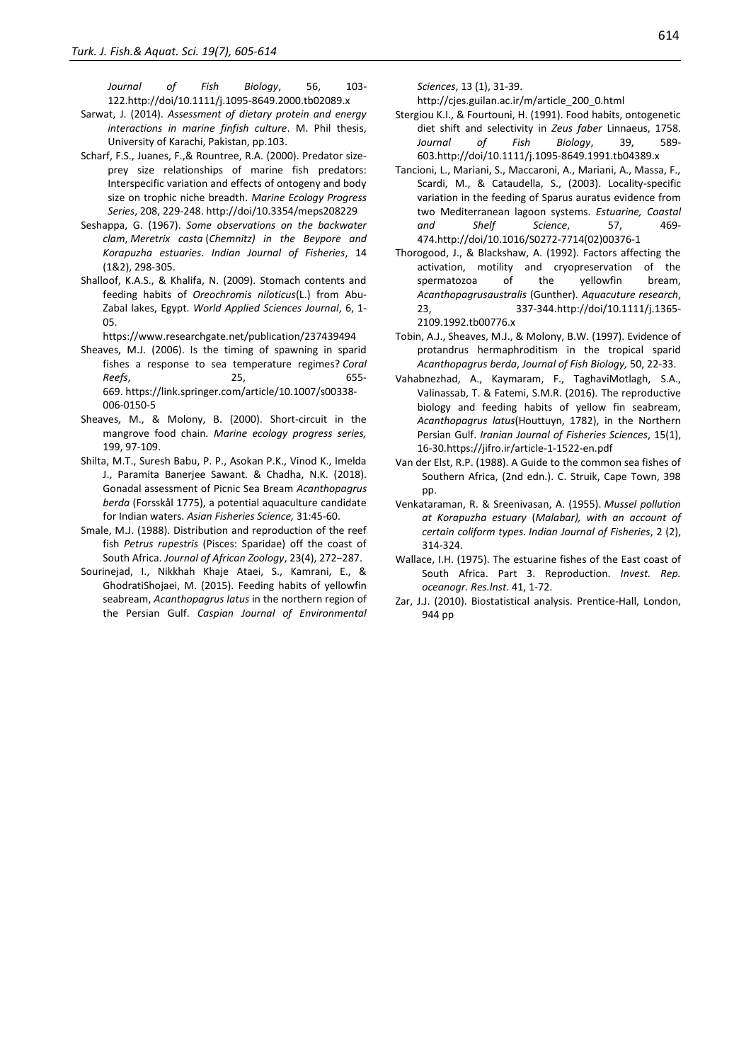*Journal of Fish Biology*, 56, 103-122.http://doi/10.1111/j.1095-8649.2000.tb02089.x

Sarwat, J. (2014). *Assessment of dietary protein and energy interactions in marine finfish culture*. M. Phil thesis, University of Karachi, Pakistan, pp.103.

Scharf, F.S., Juanes, F.,& Rountree, R.A. (2000). Predator size-prey size relationships of marine fish predators: Interspecific variation and effects of ontogeny and body size on trophic niche breadth. *Marine Ecology Progress Series*, 208, 229-248. http://doi/10.3354/meps208229

Seshappa, G. (1967). *Some observations on the backwater clam*, *Meretrix casta* (*Chemnitz) in the Beypore and Korapuzha estuaries*. *Indian Journal of Fisheries*, 14 (1&2), 298-305.

Shalloof, K.A.S., & Khalifa, N. (2009). Stomach contents and feeding habits of *Oreochromis niloticus*(L.) from Abu-Zabal lakes, Egypt. *World Applied Sciences Journal*, 6, 1-05. https://www.researchgate.net/publication/237439494

Sheaves, M.J. (2006). Is the timing of spawning in sparid fishes a response to sea temperature regimes? *Coral Reefs*, 25, 655-669. https://link.springer.com/article/10.1007/s00338-006-0150-5

Sheaves, M., & Molony, B. (2000). Short-circuit in the mangrove food chain. *Marine ecology progress series,* 199, 97-109.

Shilta, M.T., Suresh Babu, P. P., Asokan P.K., Vinod K., Imelda J., Paramita Banerjee Sawant. & Chadha, N.K. (2018). Gonadal assessment of Picnic Sea Bream *Acanthopagrus berda* (Forsskål 1775), a potential aquaculture candidate for Indian waters. *Asian Fisheries Science,* 31:45-60.

Smale, M.J. (1988). Distribution and reproduction of the reef fish *Petrus rupestris* (Pisces: Sparidae) off the coast of South Africa. *Journal of African Zoology*, 23(4), 272−287.

Sourinejad, I., Nikkhah Khaje Ataei, S., Kamrani, E., & GhodratiShojaei, M. (2015). Feeding habits of yellowfin seabream, *Acanthopagrus latus* in the northern region of the Persian Gulf. *Caspian Journal of Environmental Sciences*, 13 (1), 31-39. http://cjes.guilan.ac.ir/m/article_200_0.html

Stergiou K.I., & Fourtouni, H. (1991). Food habits, ontogenetic diet shift and selectivity in *Zeus faber* Linnaeus, 1758. *Journal of Fish Biology*, 39, 589-603.http://doi/10.1111/j.1095-8649.1991.tb04389.x

Tancioni, L., Mariani, S., Maccaroni, A., Mariani, A., Massa, F., Scardi, M., & Cataudella, S., (2003). Locality-specific variation in the feeding of Sparus auratus evidence from two Mediterranean lagoon systems. *Estuarine, Coastal and Shelf Science*, 57, 469-474.http://doi/10.1016/S0272-7714(02)00376-1

Thorogood, J., & Blackshaw, A. (1992). Factors affecting the activation, motility and cryopreservation of the spermatozoa of the yellowfin bream, *Acanthopagrusaustralis* (Gunther). *Aquacuture research*, 23, 337-344.http://doi/10.1111/j.1365-2109.1992.tb00776.x

Tobin, A.J., Sheaves, M.J., & Molony, B.W. (1997). Evidence of protandrus hermaphroditism in the tropical sparid *Acanthopagrus berda*, *Journal of Fish Biology,* 50, 22-33.

Vahabnezhad, A., Kaymaram, F., TaghaviMotlagh, S.A., Valinassab, T. & Fatemi, S.M.R. (2016). The reproductive biology and feeding habits of yellow fin seabream, *Acanthopagrus latus*(Houttuyn, 1782), in the Northern Persian Gulf. *Iranian Journal of Fisheries Sciences*, 15(1), 16-30.https://jifro.ir/article-1-1522-en.pdf

Van der Elst, R.P. (1988). A Guide to the common sea fishes of Southern Africa, (2nd edn.). C. Struik, Cape Town, 398 pp.

Venkataraman, R. & Sreenivasan, A. (1955). *Mussel pollution at Korapuzha estuary* (*Malabar), with an account of certain coliform types. Indian Journal of Fisheries*, 2 (2), 314-324.

Wallace, I.H. (1975). The estuarine fishes of the East coast of South Africa. Part 3. Reproduction. *Invest. Rep. oceanogr. Res.lnst.* 41, 1-72.

Zar, J.J. (2010). Biostatistical analysis. Prentice-Hall, London, 944 pp